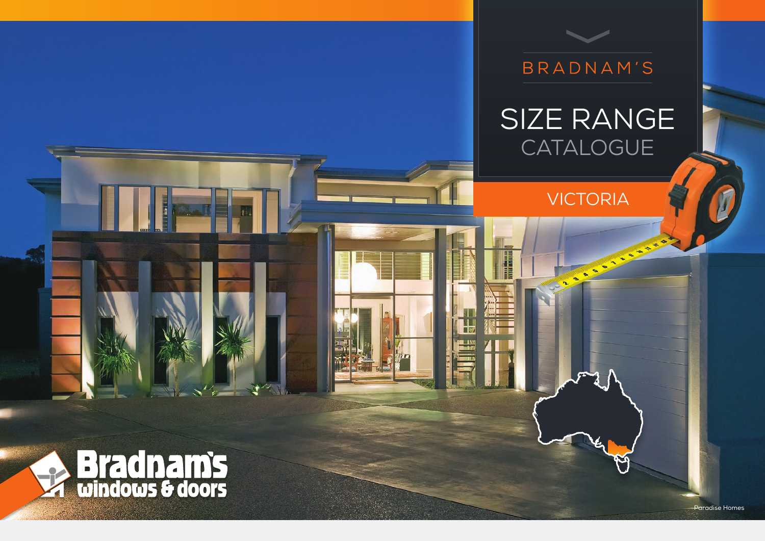BRADNAM'S

# SIZE RANGE CATALOGUE

## VICTORIA

Bradnam's windows & doors

Paradise Homes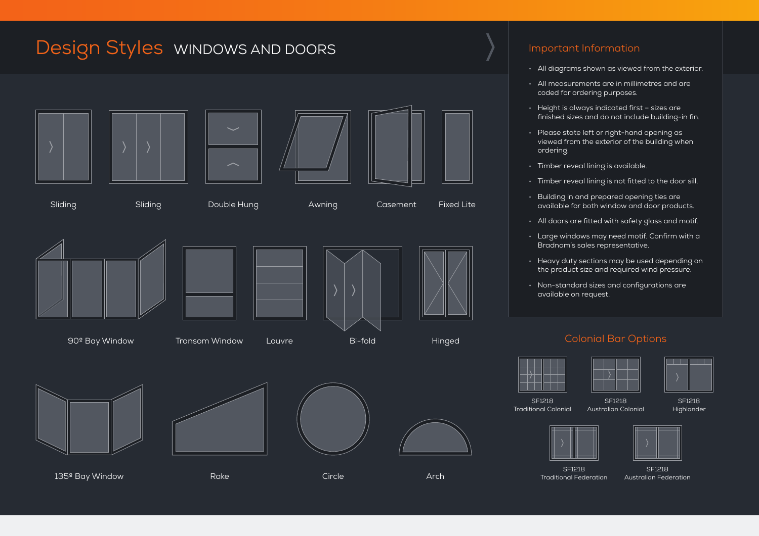# Design Styles WINDOWS AND DOORS

Sliding

Sliding

Double Hung

Awning

Casement

Fixed Lite

90º Bay Window

Transom Window

Louvre

Bi-fold

Hinged

135º Bay Window

Rake

Circle

Arch

## Important Information

- All diagrams shown as viewed from the exterior.
- All measurements are in millimetres and are coded for ordering purposes.
- Height is always indicated first – sizes are finished sizes and do not include building-in fin.
- Please state left or right-hand opening as viewed from the exterior of the building when ordering.
- Timber reveal lining is available.
- Timber reveal lining is not fitted to the door sill.
- Building in and prepared opening ties are available for both window and door products.
- All doors are fitted with safety glass and motif.
- Large windows may need motif. Confirm with a Bradnam's sales representative.
- Heavy duty sections may be used depending on the product size and required wind pressure.
- Non-standard sizes and configurations are available on request.

## Colonial Bar Options

SF1218
Traditional Colonial

SF1218
Australian Colonial

SF1218
Highlander

SF1218
Traditional Federation

SF1218
Australian Federation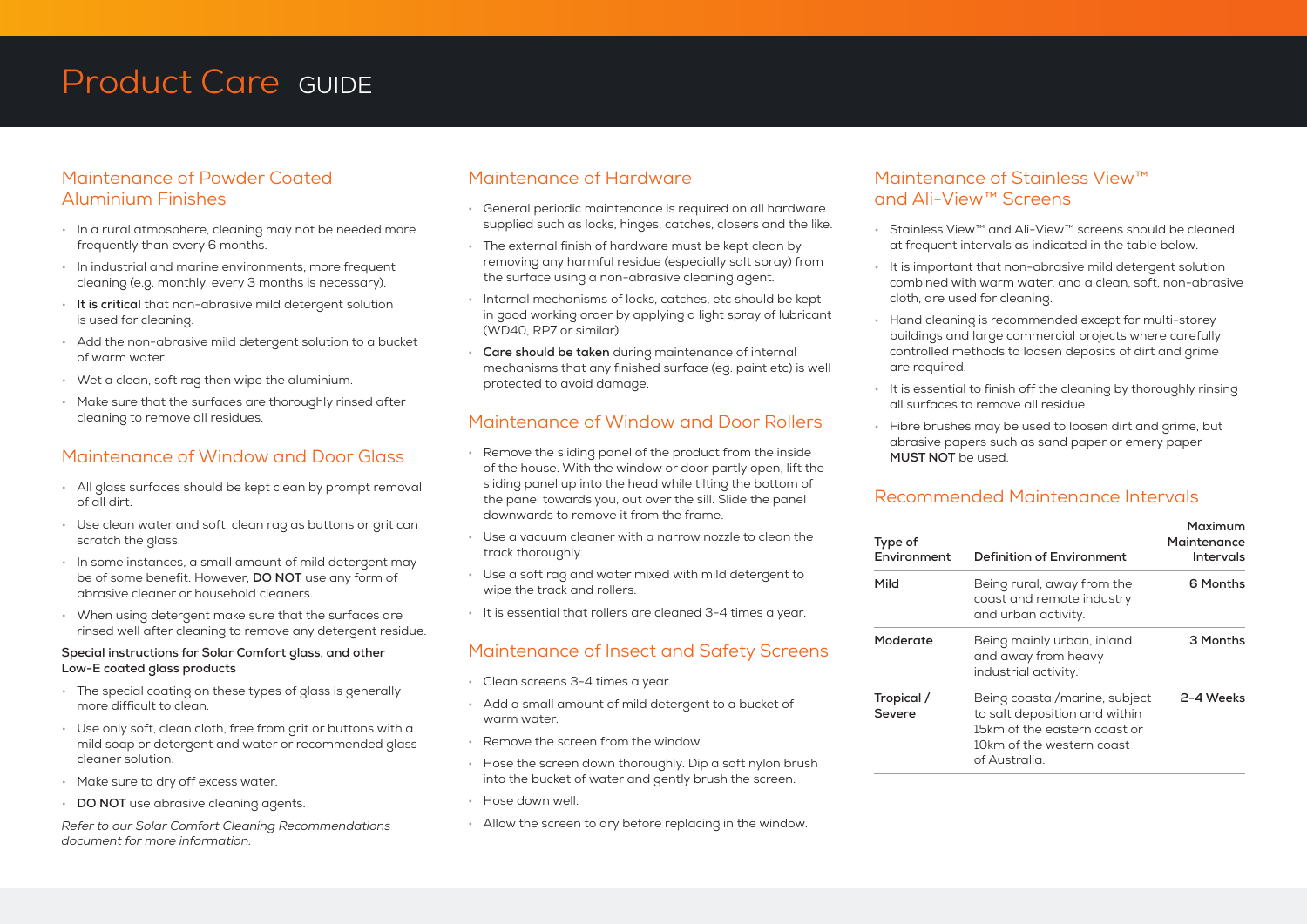# Product Care GUIDE

## Maintenance of Powder Coated Aluminium Finishes

- In a rural atmosphere, cleaning may not be needed more frequently than every 6 months.
- In industrial and marine environments, more frequent cleaning (e.g. monthly, every 3 months is necessary).
- **It is critical** that non-abrasive mild detergent solution is used for cleaning.
- Add the non-abrasive mild detergent solution to a bucket of warm water.
- Wet a clean, soft rag then wipe the aluminium.
- Make sure that the surfaces are thoroughly rinsed after cleaning to remove all residues.

## Maintenance of Window and Door Glass

- All glass surfaces should be kept clean by prompt removal of all dirt.
- Use clean water and soft, clean rag as buttons or grit can scratch the glass.
- In some instances, a small amount of mild detergent may be of some benefit. However, **DO NOT** use any form of abrasive cleaner or household cleaners.
- When using detergent make sure that the surfaces are rinsed well after cleaning to remove any detergent residue.

**Special instructions for Solar Comfort glass, and other Low-E coated glass products**

- The special coating on these types of glass is generally more difficult to clean.
- Use only soft, clean cloth, free from grit or buttons with a mild soap or detergent and water or recommended glass cleaner solution.
- Make sure to dry off excess water.
- **DO NOT** use abrasive cleaning agents.

*Refer to our Solar Comfort Cleaning Recommendations document for more information.*

## Maintenance of Hardware

- General periodic maintenance is required on all hardware supplied such as locks, hinges, catches, closers and the like.
- The external finish of hardware must be kept clean by removing any harmful residue (especially salt spray) from the surface using a non-abrasive cleaning agent.
- Internal mechanisms of locks, catches, etc should be kept in good working order by applying a light spray of lubricant (WD40, RP7 or similar).
- **Care should be taken** during maintenance of internal mechanisms that any finished surface (eg. paint etc) is well protected to avoid damage.

## Maintenance of Window and Door Rollers

- Remove the sliding panel of the product from the inside of the house. With the window or door partly open, lift the sliding panel up into the head while tilting the bottom of the panel towards you, out over the sill. Slide the panel downwards to remove it from the frame.
- Use a vacuum cleaner with a narrow nozzle to clean the track thoroughly.
- Use a soft rag and water mixed with mild detergent to wipe the track and rollers.
- It is essential that rollers are cleaned 3-4 times a year.

## Maintenance of Insect and Safety Screens

- Clean screens 3-4 times a year.
- Add a small amount of mild detergent to a bucket of warm water.
- Remove the screen from the window.
- Hose the screen down thoroughly. Dip a soft nylon brush into the bucket of water and gently brush the screen.
- Hose down well.
- Allow the screen to dry before replacing in the window.

## Maintenance of Stainless View™ and Ali-View™ Screens

- Stainless View™ and Ali-View™ screens should be cleaned at frequent intervals as indicated in the table below.
- It is important that non-abrasive mild detergent solution combined with warm water, and a clean, soft, non-abrasive cloth, are used for cleaning.
- Hand cleaning is recommended except for multi-storey buildings and large commercial projects where carefully controlled methods to loosen deposits of dirt and grime are required.
- It is essential to finish off the cleaning by thoroughly rinsing all surfaces to remove all residue.
- Fibre brushes may be used to loosen dirt and grime, but abrasive papers such as sand paper or emery paper **MUST NOT** be used.

## Recommended Maintenance Intervals

| Type of Environment | Definition of Environment | Maximum Maintenance Intervals |
|---|---|---|
| **Mild** | Being rural, away from the coast and remote industry and urban activity. | **6 Months** |
| **Moderate** | Being mainly urban, inland and away from heavy industrial activity. | **3 Months** |
| **Tropical / Severe** | Being coastal/marine, subject to salt deposition and within 15km of the eastern coast or 10km of the western coast of Australia. | **2-4 Weeks** |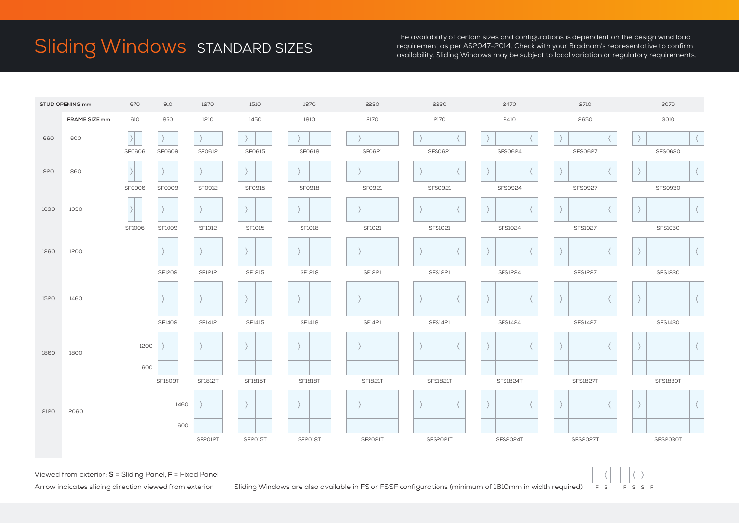# Sliding Windows STANDARD SIZES

The availability of certain sizes and configurations is dependent on the design wind load requirement as per AS2047-2014. Check with your Bradnam's representative to confirm availability. Sliding Windows may be subject to local variation or regulatory requirements.

| STUD OPENING mm | | 670 | 910 | 1270 | 1510 | 1870 | 2230 | 2230 | 2470 | 2710 | 3070 |
|---|---|---|---|---|---|---|---|---|---|---|---|
| | FRAME SIZE mm | 610 | 850 | 1210 | 1450 | 1810 | 2170 | 2170 | 2410 | 2650 | 3010 |
| 660 | 600 | SF0606 | SF0609 | SF0612 | SF0615 | SF0618 | SF0621 | SFS0621 | SFS0624 | SFS0627 | SFS0630 |
| 920 | 860 | SF0906 | SF0909 | SF0912 | SF0915 | SF0918 | SF0921 | SFS0921 | SFS0924 | SFS0927 | SFS0930 |
| 1090 | 1030 | SF1006 | SF1009 | SF1012 | SF1015 | SF1018 | SF1021 | SFS1021 | SFS1024 | SFS1027 | SFS1030 |
| 1260 | 1200 | | SF1209 | SF1212 | SF1215 | SF1218 | SF1221 | SFS1221 | SFS1224 | SFS1227 | SFS1230 |
| 1520 | 1460 | | SF1409 | SF1412 | SF1415 | SF1418 | SF1421 | SFS1421 | SFS1424 | SFS1427 | SFS1430 |
| 1860 | 1800 | 1200 / 600 | SF1809T | SF1812T | SF1815T | SF1818T | SF1821T | SFS1821T | SFS1824T | SFS1827T | SFS1830T |
| 2120 | 2060 | | 1460 / 600 | SF2012T | SF2015T | SF2018T | SF2021T | SFS2021T | SFS2024T | SFS2027T | SFS2030T |

Viewed from exterior: **S** = Sliding Panel, **F** = Fixed Panel

Arrow indicates sliding direction viewed from exterior

Sliding Windows are also available in FS or FSSF configurations (minimum of 1810mm in width required)

F S F S S F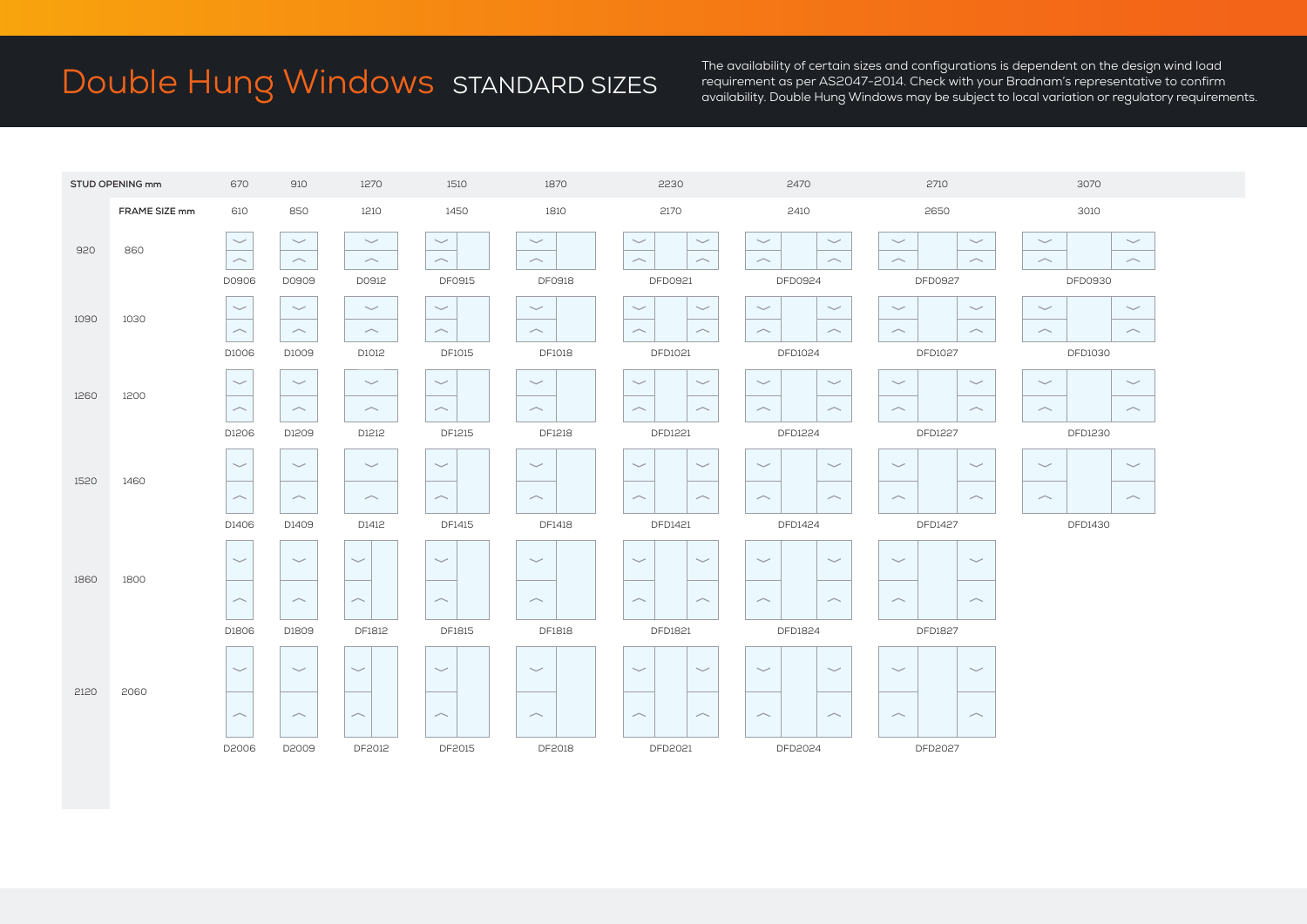# Double Hung Windows STANDARD SIZES

The availability of certain sizes and configurations is dependent on the design wind load requirement as per AS2047-2014. Check with your Bradnam's representative to confirm availability. Double Hung Windows may be subject to local variation or regulatory requirements.

| STUD OPENING mm | | 670 | 910 | 1270 | 1510 | 1870 | 2230 | 2470 | 2710 | 3070 |
|---|---|---|---|---|---|---|---|---|---|---|
| | FRAME SIZE mm | 610 | 850 | 1210 | 1450 | 1810 | 2170 | 2410 | 2650 | 3010 |
| 920 | 860 | D0906 | D0909 | D0912 | DF0915 | DF0918 | DFD0921 | DFD0924 | DFD0927 | DFD0930 |
| 1090 | 1030 | D1006 | D1009 | D1012 | DF1015 | DF1018 | DFD1021 | DFD1024 | DFD1027 | DFD1030 |
| 1260 | 1200 | D1206 | D1209 | D1212 | DF1215 | DF1218 | DFD1221 | DFD1224 | DFD1227 | DFD1230 |
| 1520 | 1460 | D1406 | D1409 | D1412 | DF1415 | DF1418 | DFD1421 | DFD1424 | DFD1427 | DFD1430 |
| 1860 | 1800 | D1806 | D1809 | DF1812 | DF1815 | DF1818 | DFD1821 | DFD1824 | DFD1827 | |
| 2120 | 2060 | D2006 | D2009 | DF2012 | DF2015 | DF2018 | DFD2021 | DFD2024 | DFD2027 | |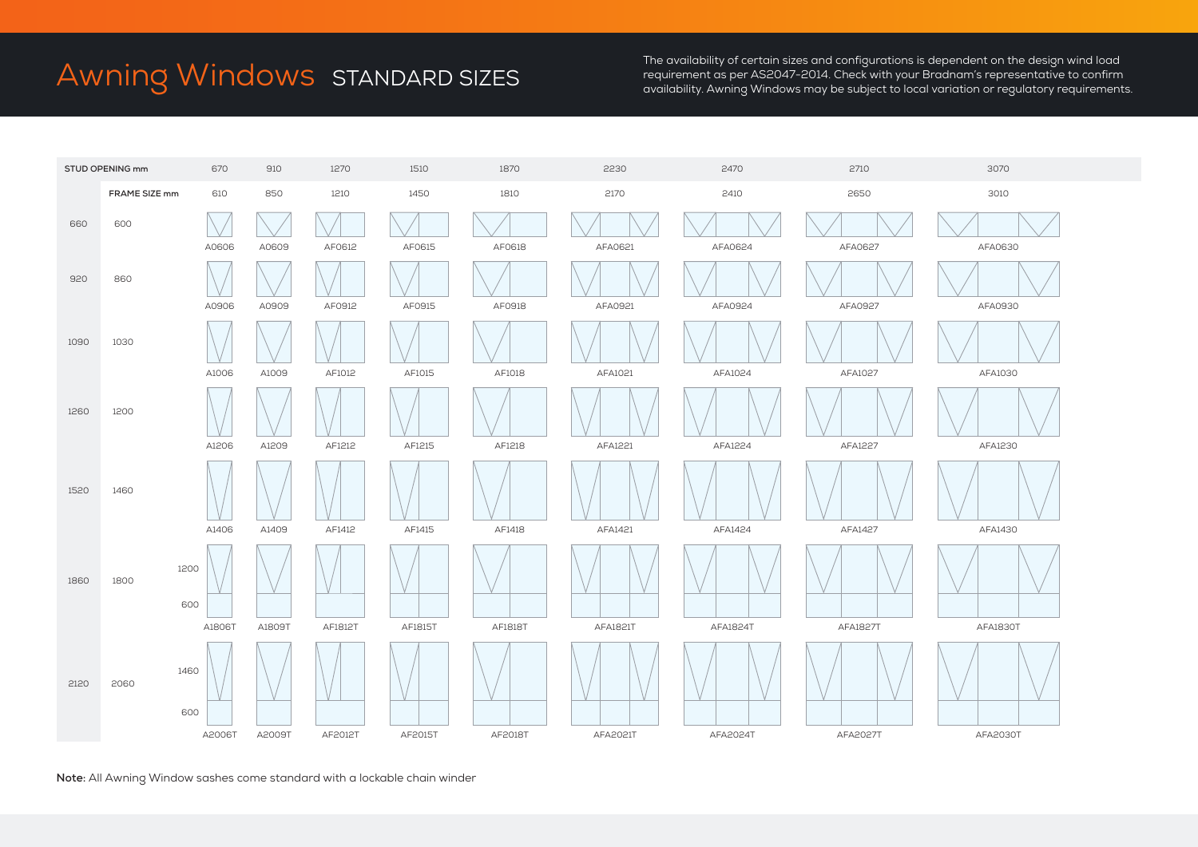# Awning Windows STANDARD SIZES

The availability of certain sizes and configurations is dependent on the design wind load requirement as per AS2047-2014. Check with your Bradnam's representative to confirm availability. Awning Windows may be subject to local variation or regulatory requirements.

| STUD OPENING mm | | | 670 | 910 | 1270 | 1510 | 1870 | 2230 | 2470 | 2710 | 3070 |
|---|---|---|---|---|---|---|---|---|---|---|---|
| | FRAME SIZE mm | | 610 | 850 | 1210 | 1450 | 1810 | 2170 | 2410 | 2650 | 3010 |
| 660 | 600 | | A0606 | A0609 | AF0612 | AF0615 | AF0618 | AFA0621 | AFA0624 | AFA0627 | AFA0630 |
| 920 | 860 | | A0906 | A0909 | AF0912 | AF0915 | AF0918 | AFA0921 | AFA0924 | AFA0927 | AFA0930 |
| 1090 | 1030 | | A1006 | A1009 | AF1012 | AF1015 | AF1018 | AFA1021 | AFA1024 | AFA1027 | AFA1030 |
| 1260 | 1200 | | A1206 | A1209 | AF1212 | AF1215 | AF1218 | AFA1221 | AFA1224 | AFA1227 | AFA1230 |
| 1520 | 1460 | | A1406 | A1409 | AF1412 | AF1415 | AF1418 | AFA1421 | AFA1424 | AFA1427 | AFA1430 |
| 1860 | 1800 | 1200 / 600 | A1806T | A1809T | AF1812T | AF1815T | AF1818T | AFA1821T | AFA1824T | AFA1827T | AFA1830T |
| 2120 | 2060 | 1460 / 600 | A2006T | A2009T | AF2012T | AF2015T | AF2018T | AFA2021T | AFA2024T | AFA2027T | AFA2030T |

**Note:** All Awning Window sashes come standard with a lockable chain winder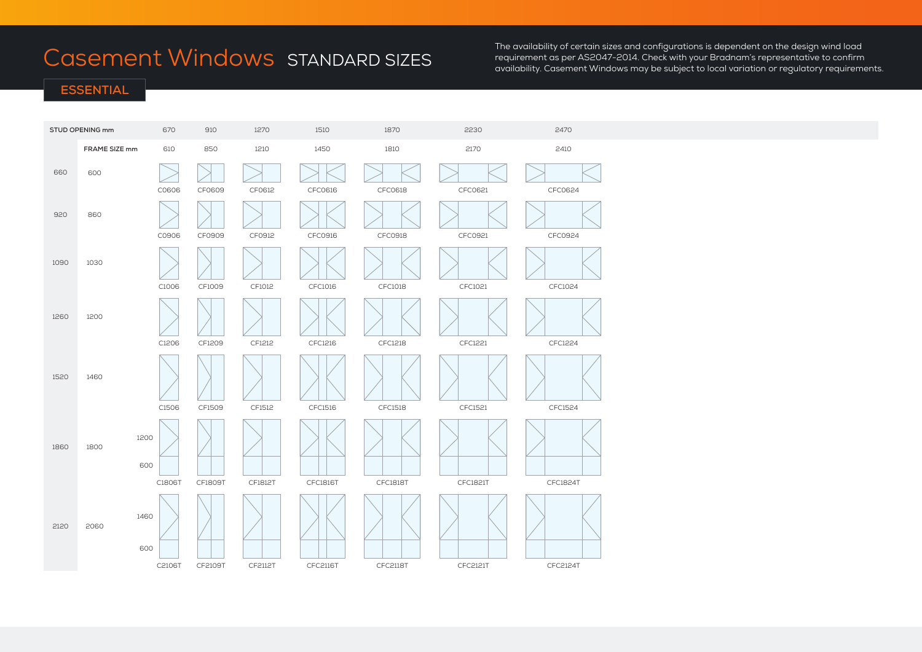# Casement Windows STANDARD SIZES

The availability of certain sizes and configurations is dependent on the design wind load requirement as per AS2047-2014. Check with your Bradnam's representative to confirm availability. Casement Windows may be subject to local variation or regulatory requirements.

## ESSENTIAL

| STUD OPENING mm | | | 670 | 910 | 1270 | 1510 | 1870 | 2230 | 2470 |
|---|---|---|---|---|---|---|---|---|---|
| | FRAME SIZE mm | | 610 | 850 | 1210 | 1450 | 1810 | 2170 | 2410 |
| 660 | 600 | | C0606 | CF0609 | CF0612 | CFC0616 | CFC0618 | CFC0621 | CFC0624 |
| 920 | 860 | | C0906 | CF0909 | CF0912 | CFC0916 | CFC0918 | CFC0921 | CFC0924 |
| 1090 | 1030 | | C1006 | CF1009 | CF1012 | CFC1016 | CFC1018 | CFC1021 | CFC1024 |
| 1260 | 1200 | | C1206 | CF1209 | CF1212 | CFC1216 | CFC1218 | CFC1221 | CFC1224 |
| 1520 | 1460 | | C1506 | CF1509 | CF1512 | CFC1516 | CFC1518 | CFC1521 | CFC1524 |
| 1860 | 1800 | 1200 / 600 | C1806T | CF1809T | CF1812T | CFC1816T | CFC1818T | CFC1821T | CFC1824T |
| 2120 | 2060 | 1460 / 600 | C2106T | CF2109T | CF2112T | CFC2116T | CFC2118T | CFC2121T | CFC2124T |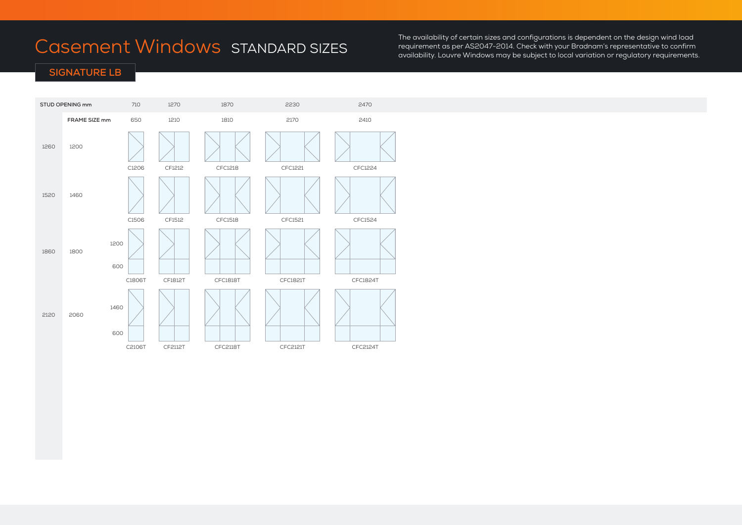# Casement Windows STANDARD SIZES

The availability of certain sizes and configurations is dependent on the design wind load requirement as per AS2047-2014. Check with your Bradnam's representative to confirm availability. Louvre Windows may be subject to local variation or regulatory requirements.

## SIGNATURE LB

| STUD OPENING mm | | | 710 | 1270 | 1870 | 2230 | 2470 |
|---|---|---|---|---|---|---|---|
| | FRAME SIZE mm | | 650 | 1210 | 1810 | 2170 | 2410 |
| 1260 | 1200 | | C1206 | CF1212 | CFC1218 | CFC1221 | CFC1224 |
| 1520 | 1460 | | C1506 | CF1512 | CFC1518 | CFC1521 | CFC1524 |
| 1860 | 1800 | 1200 / 600 | C1806T | CF1812T | CFC1818T | CFC1821T | CFC1824T |
| 2120 | 2060 | 1460 / 600 | C2106T | CF2112T | CFC2118T | CFC2121T | CFC2124T |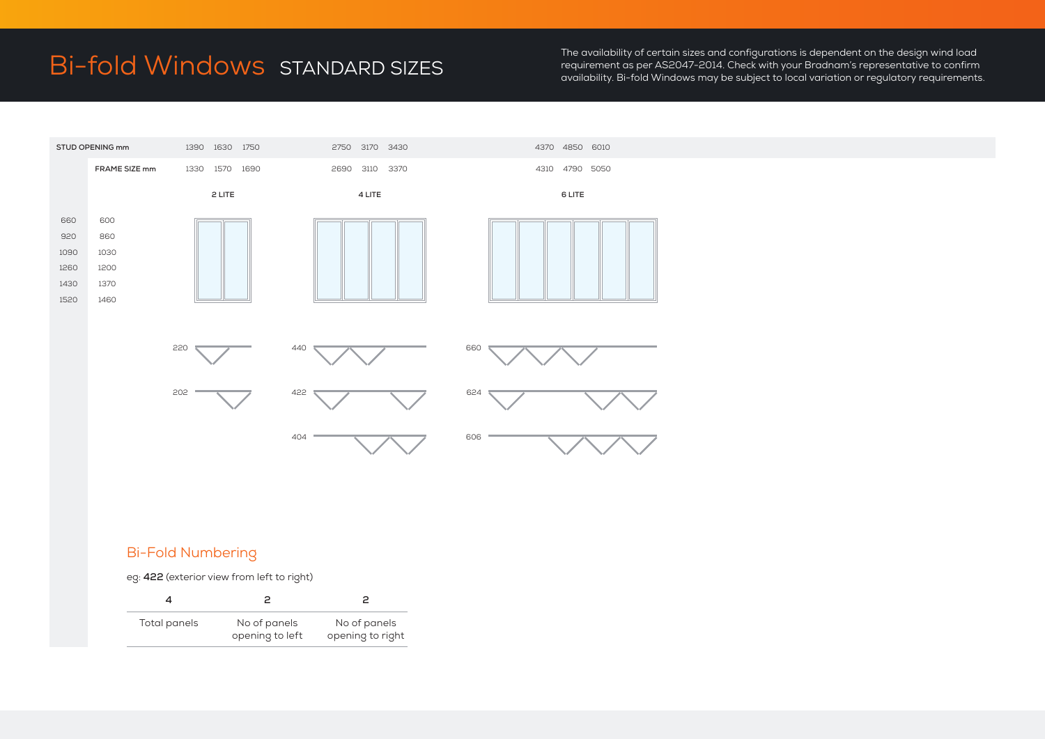# Bi-fold Windows STANDARD SIZES

The availability of certain sizes and configurations is dependent on the design wind load requirement as per AS2047-2014. Check with your Bradnam's representative to confirm availability. Bi-fold Windows may be subject to local variation or regulatory requirements.

| STUD OPENING mm | | 1390 1630 1750 | 2750 3170 3430 | 4370 4850 6010 |
|---|---|---|---|---|
| | FRAME SIZE mm | 1330 1570 1690 | 2690 3110 3370 | 4310 4790 5050 |
| | | 2 LITE | 4 LITE | 6 LITE |
| 660 | 600 | | | |
| 920 | 860 | | | |
| 1090 | 1030 | | | |
| 1260 | 1200 | | | |
| 1430 | 1370 | | | |
| 1520 | 1460 | | | |

| 2 LITE | 4 LITE | 6 LITE |
|---|---|---|
| 220 | 440 | 660 |
| 202 | 422 | 624 |
| | 404 | 606 |

## Bi-Fold Numbering

eg: **422** (exterior view from left to right)

| 4 | 2 | 2 |
|---|---|---|
| Total panels | No of panels opening to left | No of panels opening to right |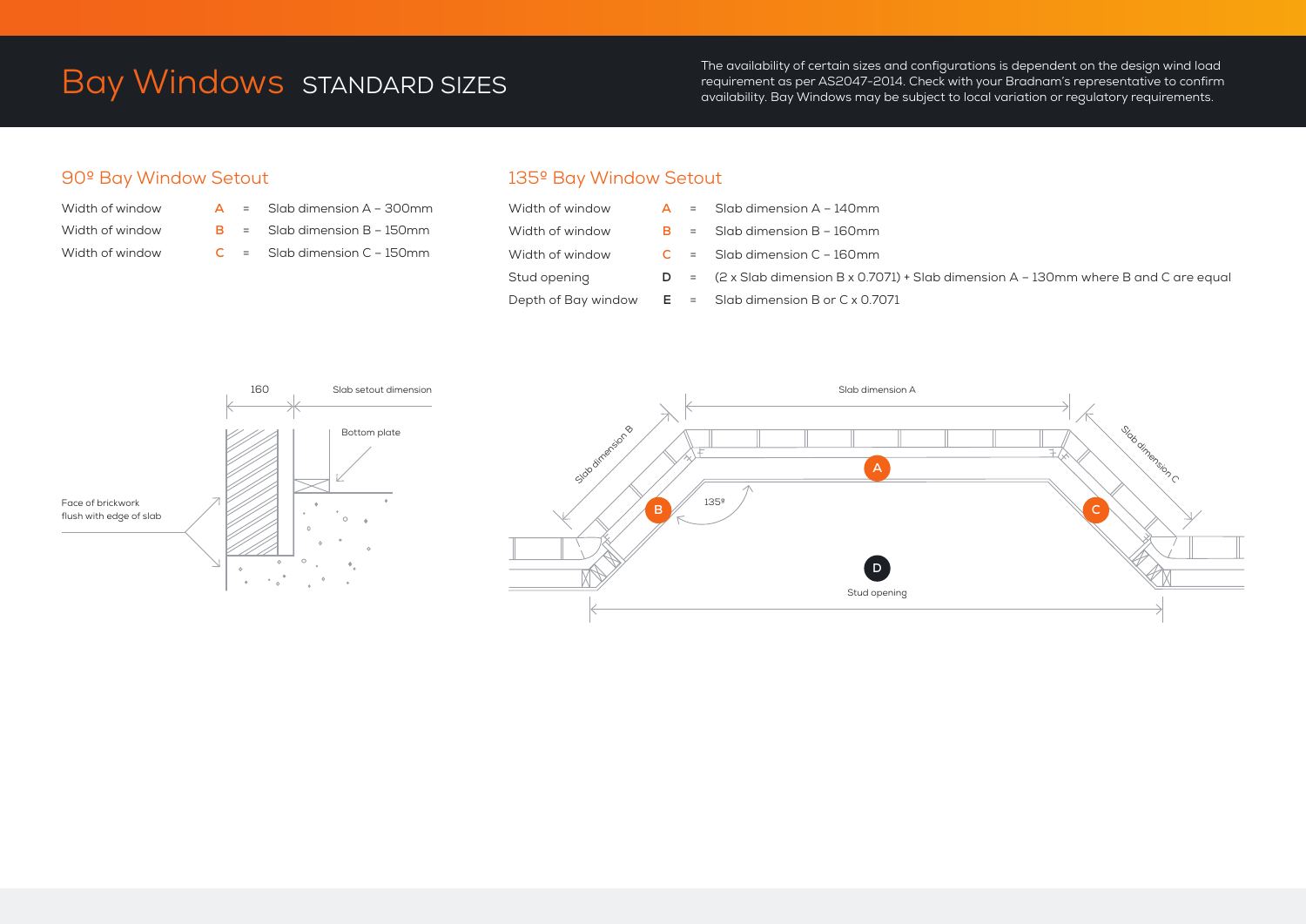# Bay Windows STANDARD SIZES

The availability of certain sizes and configurations is dependent on the design wind load requirement as per AS2047-2014. Check with your Bradnam's representative to confirm availability. Bay Windows may be subject to local variation or regulatory requirements.

## 90º Bay Window Setout

| | | | |
|---|---|---|---|
| Width of window | A | = | Slab dimension A – 300mm |
| Width of window | B | = | Slab dimension B – 150mm |
| Width of window | C | = | Slab dimension C – 150mm |

## 135º Bay Window Setout

| | | | |
|---|---|---|---|
| Width of window | A | = | Slab dimension A – 140mm |
| Width of window | B | = | Slab dimension B – 160mm |
| Width of window | C | = | Slab dimension C – 160mm |
| Stud opening | D | = | (2 x Slab dimension B x 0.7071) + Slab dimension A – 130mm where B and C are equal |
| Depth of Bay window | E | = | Slab dimension B or C x 0.7071 |

160

Slab setout dimension

Bottom plate

Face of brickwork flush with edge of slab

Slab dimension A

Slab dimension B

Slab dimension C

A

B

C

135º

D

Stud opening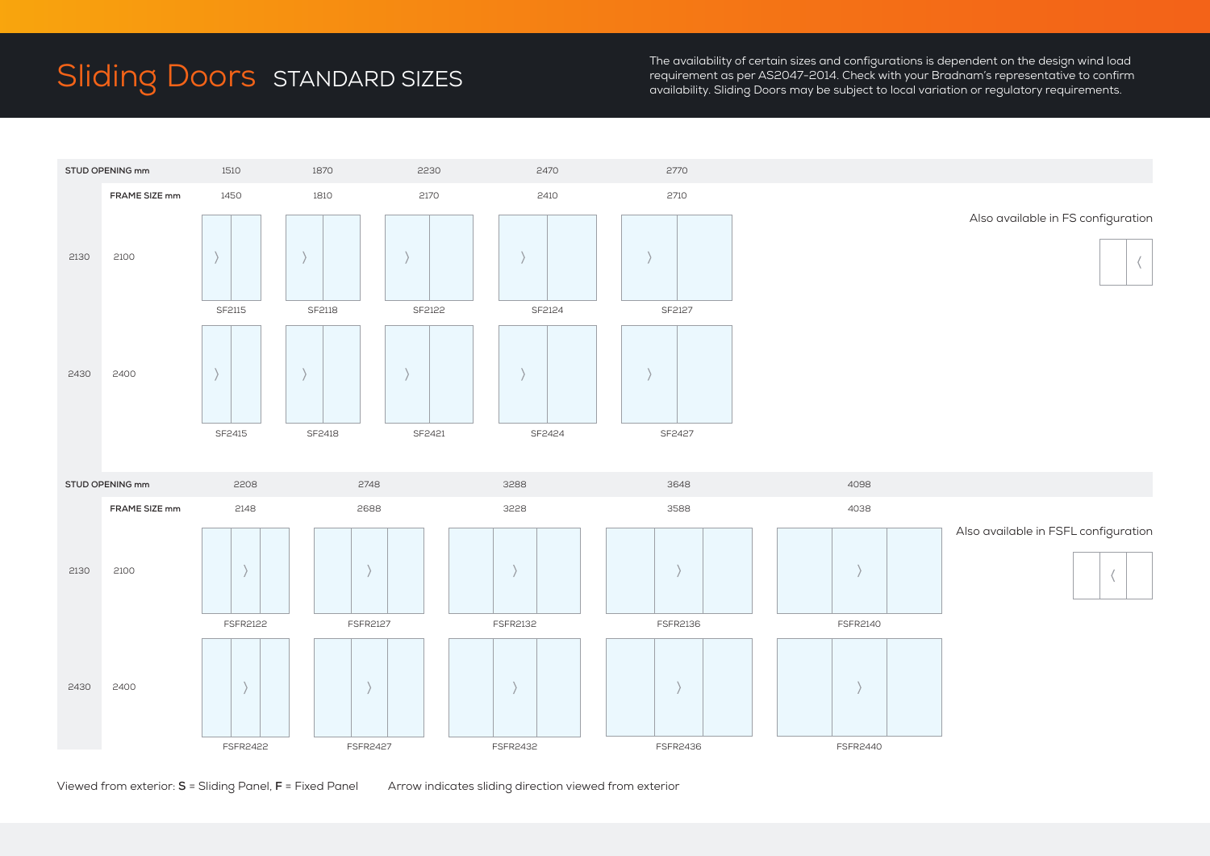# Sliding Doors STANDARD SIZES

The availability of certain sizes and configurations is dependent on the design wind load requirement as per AS2047-2014. Check with your Bradnam's representative to confirm availability. Sliding Doors may be subject to local variation or regulatory requirements.

| STUD OPENING mm | | 1510 | 1870 | 2230 | 2470 | 2770 |
|---|---|---|---|---|---|---|
| | FRAME SIZE mm | 1450 | 1810 | 2170 | 2410 | 2710 |
| 2130 | 2100 | SF2115 | SF2118 | SF2122 | SF2124 | SF2127 |
| 2430 | 2400 | SF2415 | SF2418 | SF2421 | SF2424 | SF2427 |

Also available in FS configuration

| STUD OPENING mm | | 2208 | 2748 | 3288 | 3648 | 4098 |
|---|---|---|---|---|---|---|
| | FRAME SIZE mm | 2148 | 2688 | 3228 | 3588 | 4038 |
| 2130 | 2100 | FSFR2122 | FSFR2127 | FSFR2132 | FSFR2136 | FSFR2140 |
| 2430 | 2400 | FSFR2422 | FSFR2427 | FSFR2432 | FSFR2436 | FSFR2440 |

Also available in FSFL configuration

Viewed from exterior: **S** = Sliding Panel, **F** = Fixed Panel    Arrow indicates sliding direction viewed from exterior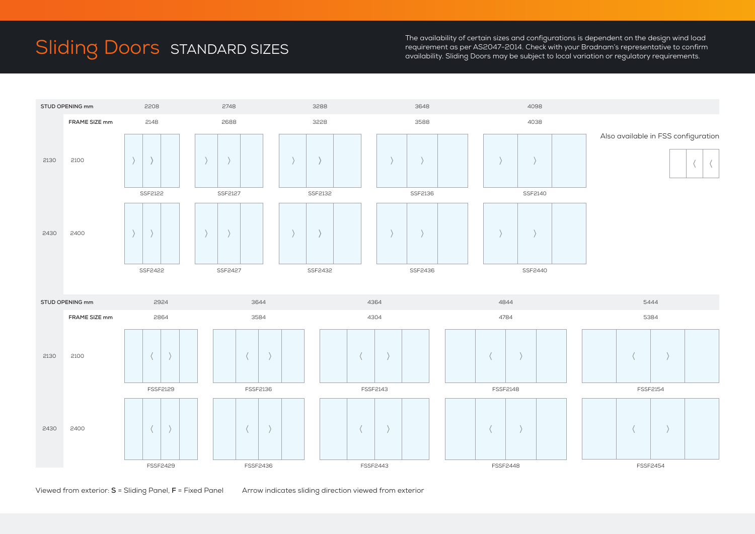# Sliding Doors STANDARD SIZES

The availability of certain sizes and configurations is dependent on the design wind load requirement as per AS2047-2014. Check with your Bradnam's representative to confirm availability. Sliding Doors may be subject to local variation or regulatory requirements.

| STUD OPENING mm | | 2208 | 2748 | 3288 | 3648 | 4098 |
|---|---|---|---|---|---|---|
| | FRAME SIZE mm | 2148 | 2688 | 3228 | 3588 | 4038 |
| 2130 | 2100 | SSF2122 | SSF2127 | SSF2132 | SSF2136 | SSF2140 |
| 2430 | 2400 | SSF2422 | SSF2427 | SSF2432 | SSF2436 | SSF2440 |

Also available in FSS configuration

| STUD OPENING mm | | 2924 | 3644 | 4364 | 4844 | 5444 |
|---|---|---|---|---|---|---|
| | FRAME SIZE mm | 2864 | 3584 | 4304 | 4784 | 5384 |
| 2130 | 2100 | FSSF2129 | FSSF2136 | FSSF2143 | FSSF2148 | FSSF2154 |
| 2430 | 2400 | FSSF2429 | FSSF2436 | FSSF2443 | FSSF2448 | FSSF2454 |

Viewed from exterior: **S** = Sliding Panel, **F** = Fixed Panel Arrow indicates sliding direction viewed from exterior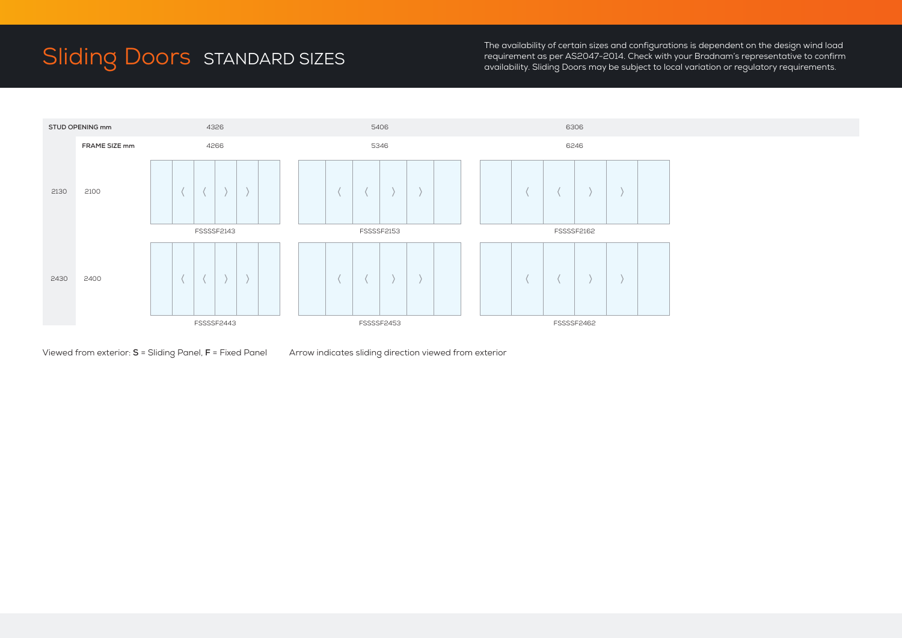# Sliding Doors STANDARD SIZES

The availability of certain sizes and configurations is dependent on the design wind load requirement as per AS2047-2014. Check with your Bradnam's representative to confirm availability. Sliding Doors may be subject to local variation or regulatory requirements.

| STUD OPENING mm | | 4326 | 5406 | 6306 |
|---|---|---|---|---|
| | FRAME SIZE mm | 4266 | 5346 | 6246 |
| 2130 | 2100 | FSSSSF2143 | FSSSSF2153 | FSSSSF2162 |
| 2430 | 2400 | FSSSSF2443 | FSSSSF2453 | FSSSSF2462 |

Viewed from exterior: **S** = Sliding Panel, **F** = Fixed Panel

Arrow indicates sliding direction viewed from exterior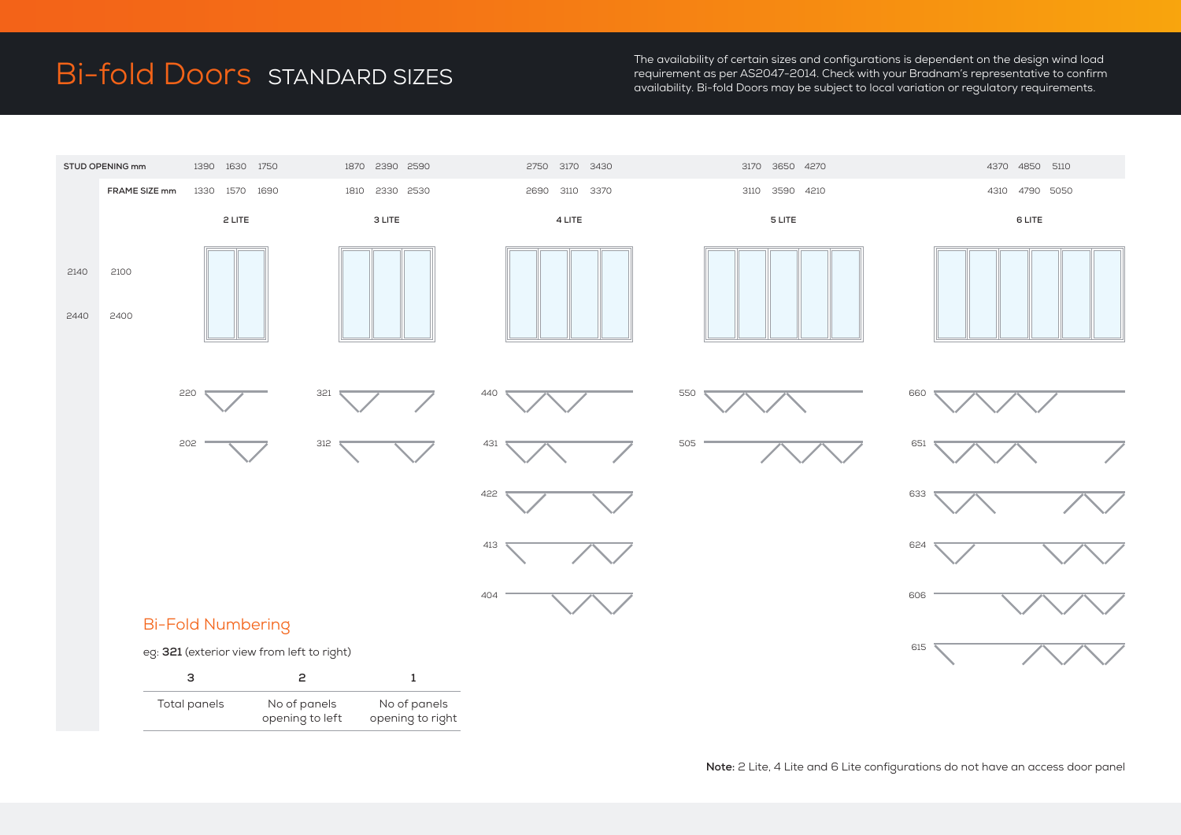# Bi-fold Doors STANDARD SIZES

The availability of certain sizes and configurations is dependent on the design wind load requirement as per AS2047-2014. Check with your Bradnam's representative to confirm availability. Bi-fold Doors may be subject to local variation or regulatory requirements.

| STUD OPENING mm | | 1390 1630 1750 | 1870 2390 2590 | 2750 3170 3430 | 3170 3650 4270 | 4370 4850 5110 |
|---|---|---|---|---|---|---|
| | FRAME SIZE mm | 1330 1570 1690 | 1810 2330 2530 | 2690 3110 3370 | 3110 3590 4210 | 4310 4790 5050 |
| | | 2 LITE | 3 LITE | 4 LITE | 5 LITE | 6 LITE |
| 2140 | 2100 | | | | | |
| 2440 | 2400 | | | | | |
| | | 220 | 321 | 440 | 550 | 660 |
| | | 202 | 312 | 431 | 505 | 651 |
| | | | | 422 | | 633 |
| | | | | 413 | | 624 |
| | | | | 404 | | 606 |
| | | | | | | 615 |

## Bi-Fold Numbering

eg: **321** (exterior view from left to right)

| 3 | 2 | 1 |
|---|---|---|
| Total panels | No of panels opening to left | No of panels opening to right |

**Note:** 2 Lite, 4 Lite and 6 Lite configurations do not have an access door panel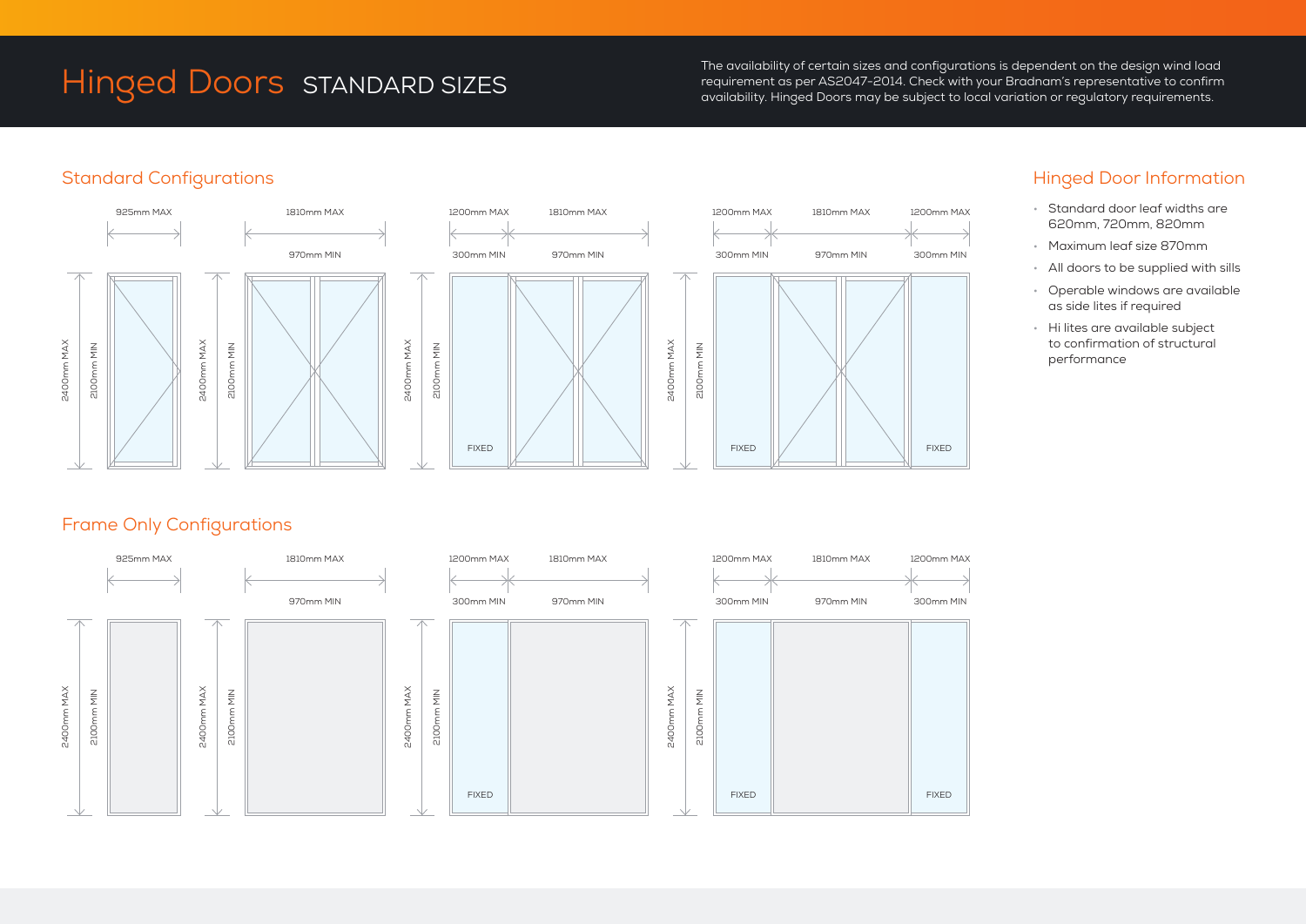# Hinged Doors STANDARD SIZES

The availability of certain sizes and configurations is dependent on the design wind load requirement as per AS2047-2014. Check with your Bradnam's representative to confirm availability. Hinged Doors may be subject to local variation or regulatory requirements.

## Standard Configurations

925mm MAX

2400mm MAX
2100mm MIN

1810mm MAX
970mm MIN

2400mm MAX
2100mm MIN

1200mm MAX
300mm MIN
1810mm MAX
970mm MIN

2400mm MAX
2100mm MIN

FIXED

1200mm MAX
300mm MIN
1810mm MAX
970mm MIN
1200mm MAX
300mm MIN

2400mm MAX
2100mm MIN

FIXED
FIXED

## Frame Only Configurations

925mm MAX

2400mm MAX
2100mm MIN

1810mm MAX
970mm MIN

2400mm MAX
2100mm MIN

1200mm MAX
300mm MIN
1810mm MAX
970mm MIN

2400mm MAX
2100mm MIN

FIXED

1200mm MAX
300mm MIN
1810mm MAX
970mm MIN
1200mm MAX
300mm MIN

2400mm MAX
2100mm MIN

FIXED
FIXED

## Hinged Door Information

- Standard door leaf widths are 620mm, 720mm, 820mm
- Maximum leaf size 870mm
- All doors to be supplied with sills
- Operable windows are available as side lites if required
- Hi lites are available subject to confirmation of structural performance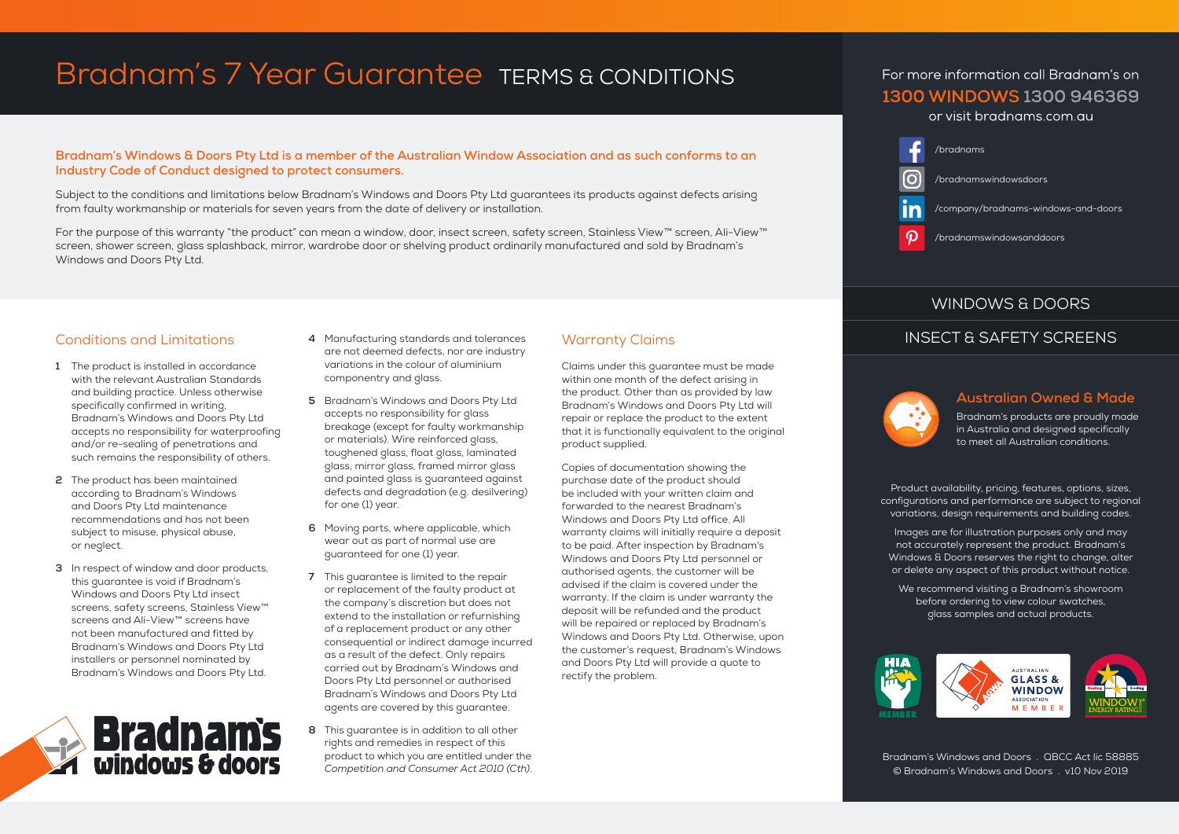# Bradnam's 7 Year Guarantee TERMS & CONDITIONS

**Bradnam's Windows & Doors Pty Ltd is a member of the Australian Window Association and as such conforms to an Industry Code of Conduct designed to protect consumers.**

Subject to the conditions and limitations below Bradnam's Windows and Doors Pty Ltd guarantees its products against defects arising from faulty workmanship or materials for seven years from the date of delivery or installation.

For the purpose of this warranty "the product" can mean a window, door, insect screen, safety screen, Stainless View™ screen, Ali-View™ screen, shower screen, glass splashback, mirror, wardrobe door or shelving product ordinarily manufactured and sold by Bradnam's Windows and Doors Pty Ltd.

## Conditions and Limitations

1. The product is installed in accordance with the relevant Australian Standards and building practice. Unless otherwise specifically confirmed in writing, Bradnam's Windows and Doors Pty Ltd accepts no responsibility for waterproofing and/or re-sealing of penetrations and such remains the responsibility of others.
2. The product has been maintained according to Bradnam's Windows and Doors Pty Ltd maintenance recommendations and has not been subject to misuse, physical abuse, or neglect.
3. In respect of window and door products, this guarantee is void if Bradnam's Windows and Doors Pty Ltd insect screens, safety screens, Stainless View™ screens and Ali-View™ screens have not been manufactured and fitted by Bradnam's Windows and Doors Pty Ltd installers or personnel nominated by Bradnam's Windows and Doors Pty Ltd.
4. Manufacturing standards and tolerances are not deemed defects, nor are industry variations in the colour of aluminium componentry and glass.
5. Bradnam's Windows and Doors Pty Ltd accepts no responsibility for glass breakage (except for faulty workmanship or materials). Wire reinforced glass, toughened glass, float glass, laminated glass, mirror glass, framed mirror glass and painted glass is guaranteed against defects and degradation (e.g. desilvering) for one (1) year.
6. Moving parts, where applicable, which wear out as part of normal use are guaranteed for one (1) year.
7. This guarantee is limited to the repair or replacement of the faulty product at the company's discretion but does not extend to the installation or refurnishing of a replacement product or any other consequential or indirect damage incurred as a result of the defect. Only repairs carried out by Bradnam's Windows and Doors Pty Ltd personnel or authorised Bradnam's Windows and Doors Pty Ltd agents are covered by this guarantee.
8. This guarantee is in addition to all other rights and remedies in respect of this product to which you are entitled under the *Competition and Consumer Act 2010 (Cth)*.

Bradnam's windows & doors

## Warranty Claims

Claims under this guarantee must be made within one month of the defect arising in the product. Other than as provided by law Bradnam's Windows and Doors Pty Ltd will repair or replace the product to the extent that it is functionally equivalent to the original product supplied.

Copies of documentation showing the purchase date of the product should be included with your written claim and forwarded to the nearest Bradnam's Windows and Doors Pty Ltd office. All warranty claims will initially require a deposit to be paid. After inspection by Bradnam's Windows and Doors Pty Ltd personnel or authorised agents, the customer will be advised if the claim is covered under the warranty. If the claim is under warranty the deposit will be refunded and the product will be repaired or replaced by Bradnam's Windows and Doors Pty Ltd. Otherwise, upon the customer's request, Bradnam's Windows and Doors Pty Ltd will provide a quote to rectify the problem.

For more information call Bradnam's on
**1300 WINDOWS 1300 946369**
or visit bradnams.com.au

/bradnams
/bradnamswindowsdoors
/company/bradnams-windows-and-doors
/bradnamswindowsanddoors

WINDOWS & DOORS

INSECT & SAFETY SCREENS

### Australian Owned & Made

Bradnam's products are proudly made in Australia and designed specifically to meet all Australian conditions.

Product availability, pricing, features, options, sizes, configurations and performance are subject to regional variations, design requirements and building codes.

Images are for illustration purposes only and may not accurately represent the product. Bradnam's Windows & Doors reserves the right to change, alter or delete any aspect of this product without notice.

We recommend visiting a Bradnam's showroom before ordering to view colour swatches, glass samples and actual products.

HIA MEMBER

AUSTRALIAN GLASS & WINDOW ASSOCIATION MEMBER

WINDOW ENERGY RATING

Bradnam's Windows and Doors . QBCC Act lic 58885
© Bradnam's Windows and Doors . v10 Nov 2019